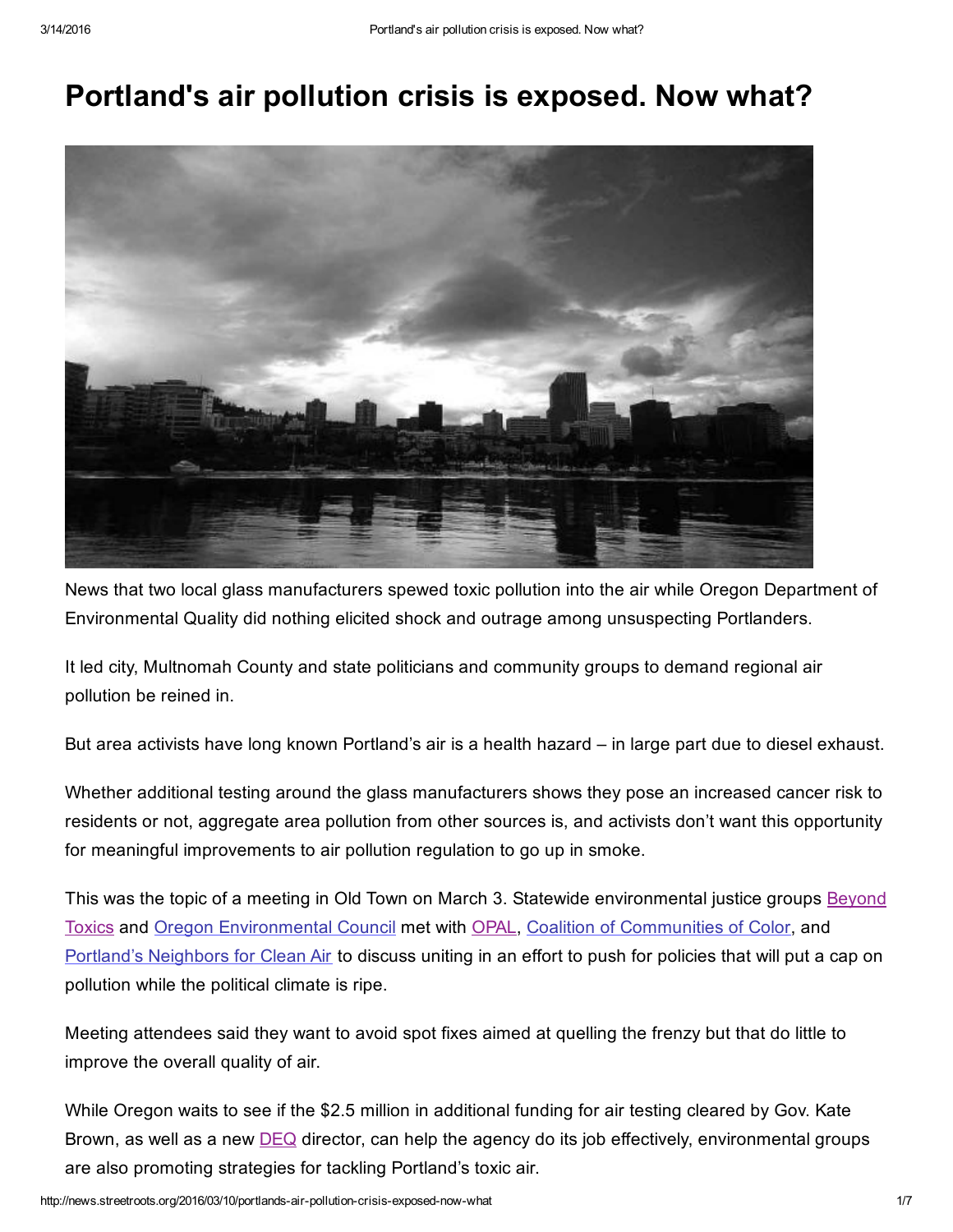# Portland's air pollution crisis is exposed. Now what?

News that two local glass manufacturers spewed toxic pollution into the air while Oregon Department of Environmental Quality did nothing elicited shock and outrage among unsuspecting Portlanders.

It led city, Multnomah County and state politicians and community groups to demand regional air pollution be reined in.

But area activists have long known Portland's air is a health hazard – in large part due to diesel exhaust.

Whether additional testing around the glass manufacturers shows they pose an increased cancer risk to residents or not, aggregate area pollution from other sources is, and activists don't want this opportunity for meaningful improvements to air pollution regulation to go up in smoke.

This was the topic of a meeting in Old Town on March 3. Statewide environmental justice groups Beyond Toxics and Oregon Environmental Council met with OPAL, Coalition of Communities of Color, and Portland's Neighbors for Clean Air to discuss uniting in an effort to push for policies that will put a cap on pollution while the political climate is ripe.

Meeting attendees said they want to avoid spot fixes aimed at quelling the frenzy but that do little to improve the overall quality of air.

While Oregon waits to see if the $2.5 million in additional funding for air testing cleared by Gov. Kate Brown, as well as a new DEQ director, can help the agency do its job effectively, environmental groups are also promoting strategies for tackling Portland's toxic air.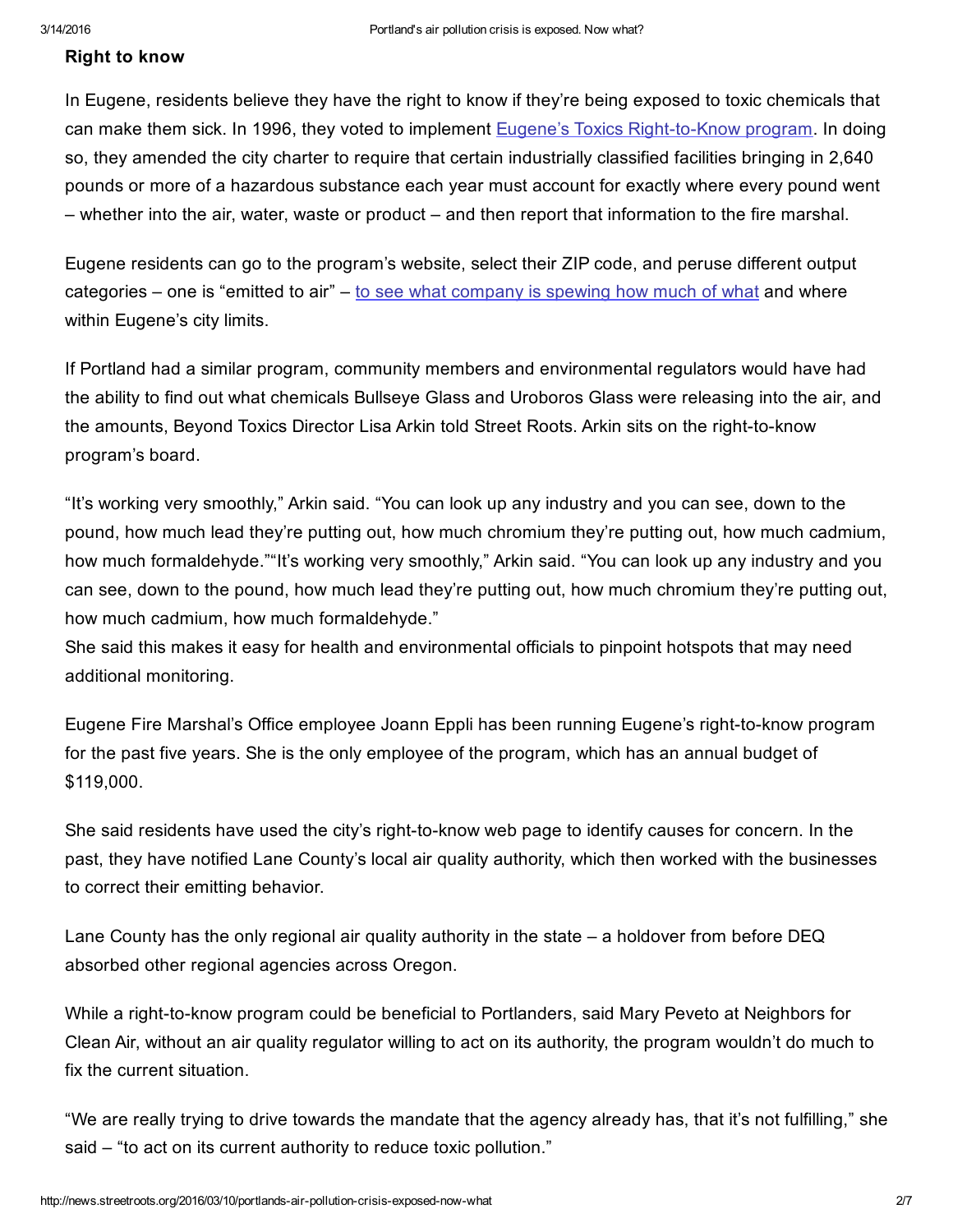**Right to know**

In Eugene, residents believe they have the right to know if they're being exposed to toxic chemicals that can make them sick. In 1996, they voted to implement Eugene's Toxics Right-to-Know program. In doing so, they amended the city charter to require that certain industrially classified facilities bringing in 2,640 pounds or more of a hazardous substance each year must account for exactly where every pound went – whether into the air, water, waste or product – and then report that information to the fire marshal.

Eugene residents can go to the program's website, select their ZIP code, and peruse different output categories – one is "emitted to air" – to see what company is spewing how much of what and where within Eugene's city limits.

If Portland had a similar program, community members and environmental regulators would have had the ability to find out what chemicals Bullseye Glass and Uroboros Glass were releasing into the air, and the amounts, Beyond Toxics Director Lisa Arkin told Street Roots. Arkin sits on the right-to-know program's board.

"It's working very smoothly," Arkin said. "You can look up any industry and you can see, down to the pound, how much lead they're putting out, how much chromium they're putting out, how much cadmium, how much formaldehyde.""It's working very smoothly," Arkin said. "You can look up any industry and you can see, down to the pound, how much lead they're putting out, how much chromium they're putting out, how much cadmium, how much formaldehyde."
She said this makes it easy for health and environmental officials to pinpoint hotspots that may need additional monitoring.

Eugene Fire Marshal's Office employee Joann Eppli has been running Eugene's right-to-know program for the past five years. She is the only employee of the program, which has an annual budget of $119,000.

She said residents have used the city's right-to-know web page to identify causes for concern. In the past, they have notified Lane County's local air quality authority, which then worked with the businesses to correct their emitting behavior.

Lane County has the only regional air quality authority in the state – a holdover from before DEQ absorbed other regional agencies across Oregon.

While a right-to-know program could be beneficial to Portlanders, said Mary Peveto at Neighbors for Clean Air, without an air quality regulator willing to act on its authority, the program wouldn't do much to fix the current situation.

"We are really trying to drive towards the mandate that the agency already has, that it's not fulfilling," she said – "to act on its current authority to reduce toxic pollution."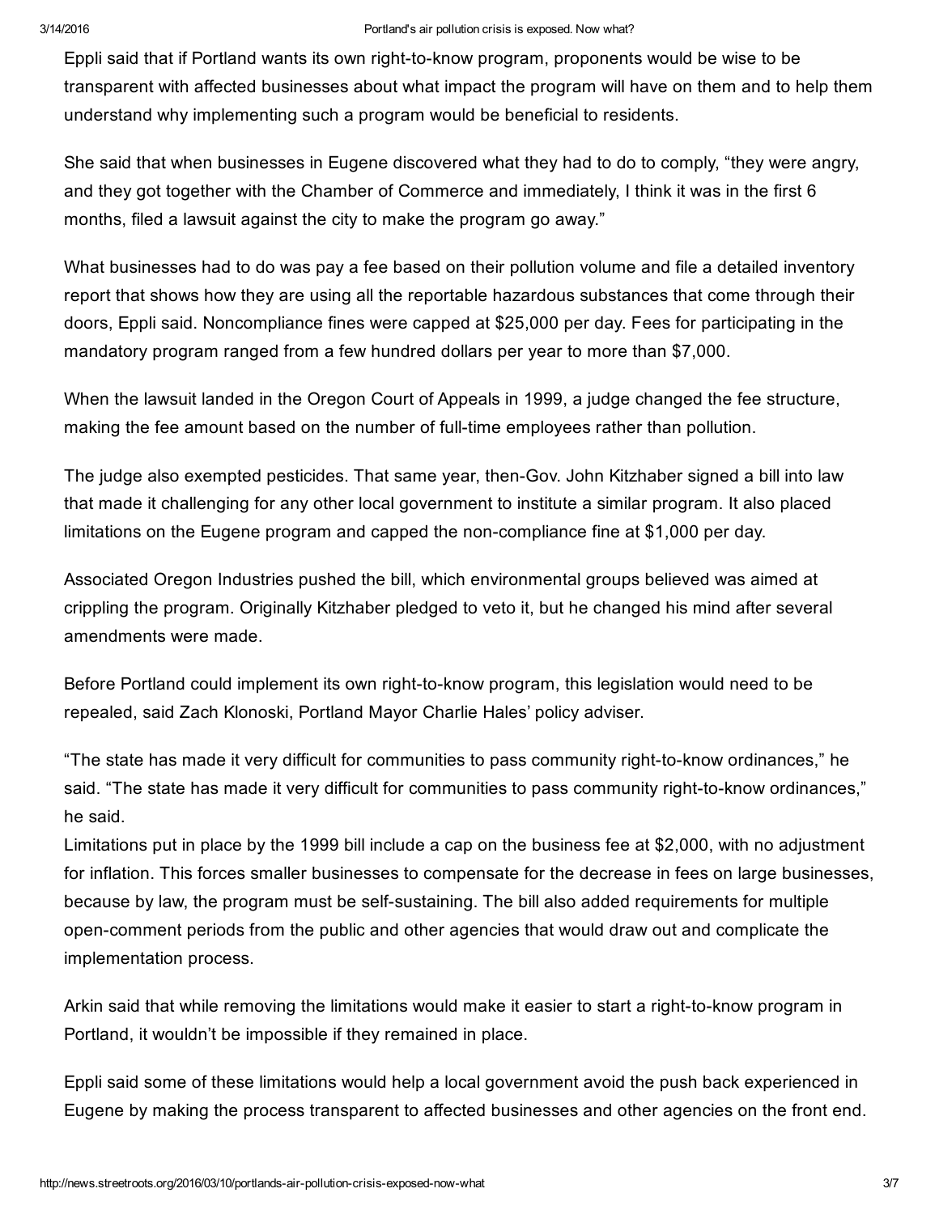Eppli said that if Portland wants its own right-to-know program, proponents would be wise to be transparent with affected businesses about what impact the program will have on them and to help them understand why implementing such a program would be beneficial to residents.

She said that when businesses in Eugene discovered what they had to do to comply, "they were angry, and they got together with the Chamber of Commerce and immediately, I think it was in the first 6 months, filed a lawsuit against the city to make the program go away."

What businesses had to do was pay a fee based on their pollution volume and file a detailed inventory report that shows how they are using all the reportable hazardous substances that come through their doors, Eppli said. Noncompliance fines were capped at $25,000 per day. Fees for participating in the mandatory program ranged from a few hundred dollars per year to more than $7,000.

When the lawsuit landed in the Oregon Court of Appeals in 1999, a judge changed the fee structure, making the fee amount based on the number of full-time employees rather than pollution.

The judge also exempted pesticides. That same year, then-Gov. John Kitzhaber signed a bill into law that made it challenging for any other local government to institute a similar program. It also placed limitations on the Eugene program and capped the non-compliance fine at $1,000 per day.

Associated Oregon Industries pushed the bill, which environmental groups believed was aimed at crippling the program. Originally Kitzhaber pledged to veto it, but he changed his mind after several amendments were made.

Before Portland could implement its own right-to-know program, this legislation would need to be repealed, said Zach Klonoski, Portland Mayor Charlie Hales' policy adviser.

"The state has made it very difficult for communities to pass community right-to-know ordinances," he said. "The state has made it very difficult for communities to pass community right-to-know ordinances," he said.

Limitations put in place by the 1999 bill include a cap on the business fee at $2,000, with no adjustment for inflation. This forces smaller businesses to compensate for the decrease in fees on large businesses, because by law, the program must be self-sustaining. The bill also added requirements for multiple open-comment periods from the public and other agencies that would draw out and complicate the implementation process.

Arkin said that while removing the limitations would make it easier to start a right-to-know program in Portland, it wouldn't be impossible if they remained in place.

Eppli said some of these limitations would help a local government avoid the push back experienced in Eugene by making the process transparent to affected businesses and other agencies on the front end.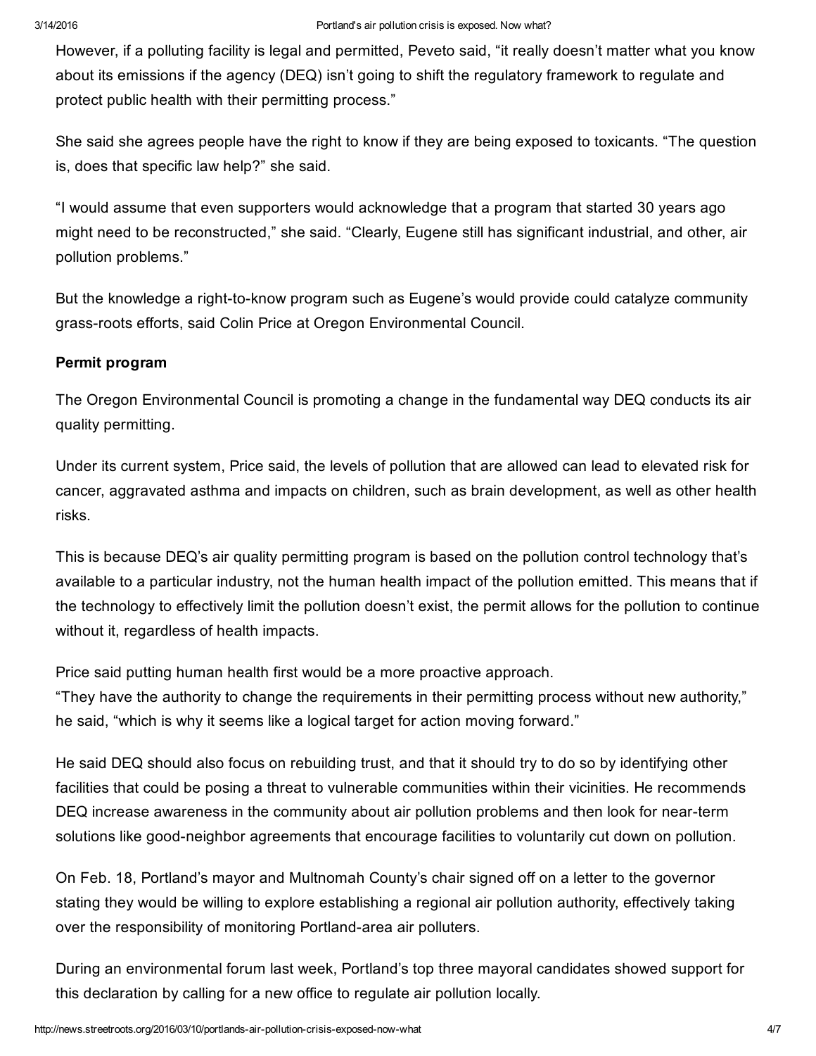However, if a polluting facility is legal and permitted, Peveto said, "it really doesn't matter what you know about its emissions if the agency (DEQ) isn't going to shift the regulatory framework to regulate and protect public health with their permitting process."

She said she agrees people have the right to know if they are being exposed to toxicants. "The question is, does that specific law help?" she said.

"I would assume that even supporters would acknowledge that a program that started 30 years ago might need to be reconstructed," she said. "Clearly, Eugene still has significant industrial, and other, air pollution problems."

But the knowledge a right-to-know program such as Eugene's would provide could catalyze community grass-roots efforts, said Colin Price at Oregon Environmental Council.

**Permit program**

The Oregon Environmental Council is promoting a change in the fundamental way DEQ conducts its air quality permitting.

Under its current system, Price said, the levels of pollution that are allowed can lead to elevated risk for cancer, aggravated asthma and impacts on children, such as brain development, as well as other health risks.

This is because DEQ's air quality permitting program is based on the pollution control technology that's available to a particular industry, not the human health impact of the pollution emitted. This means that if the technology to effectively limit the pollution doesn't exist, the permit allows for the pollution to continue without it, regardless of health impacts.

Price said putting human health first would be a more proactive approach.
"They have the authority to change the requirements in their permitting process without new authority," he said, "which is why it seems like a logical target for action moving forward."

He said DEQ should also focus on rebuilding trust, and that it should try to do so by identifying other facilities that could be posing a threat to vulnerable communities within their vicinities. He recommends DEQ increase awareness in the community about air pollution problems and then look for near-term solutions like good-neighbor agreements that encourage facilities to voluntarily cut down on pollution.

On Feb. 18, Portland's mayor and Multnomah County's chair signed off on a letter to the governor stating they would be willing to explore establishing a regional air pollution authority, effectively taking over the responsibility of monitoring Portland-area air polluters.

During an environmental forum last week, Portland's top three mayoral candidates showed support for this declaration by calling for a new office to regulate air pollution locally.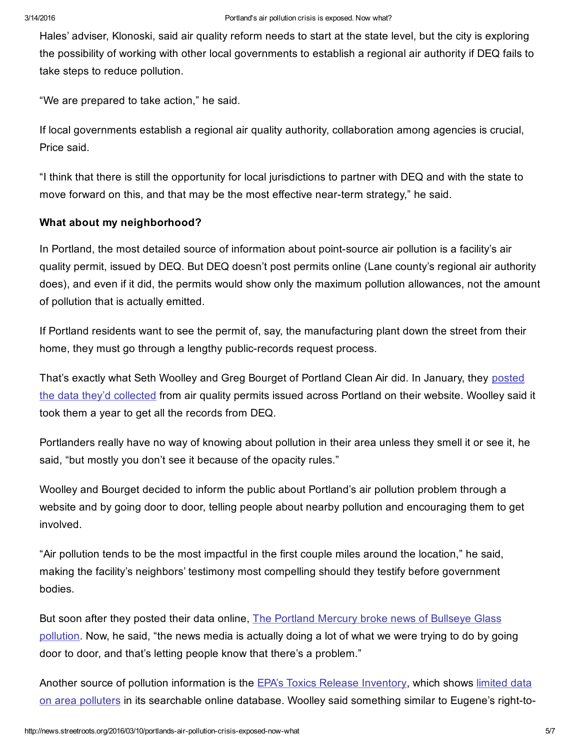Hales' adviser, Klonoski, said air quality reform needs to start at the state level, but the city is exploring the possibility of working with other local governments to establish a regional air authority if DEQ fails to take steps to reduce pollution.

"We are prepared to take action," he said.

If local governments establish a regional air quality authority, collaboration among agencies is crucial, Price said.

"I think that there is still the opportunity for local jurisdictions to partner with DEQ and with the state to move forward on this, and that may be the most effective near-term strategy," he said.

**What about my neighborhood?**

In Portland, the most detailed source of information about point-source air pollution is a facility's air quality permit, issued by DEQ. But DEQ doesn't post permits online (Lane county's regional air authority does), and even if it did, the permits would show only the maximum pollution allowances, not the amount of pollution that is actually emitted.

If Portland residents want to see the permit of, say, the manufacturing plant down the street from their home, they must go through a lengthy public-records request process.

That's exactly what Seth Woolley and Greg Bourget of Portland Clean Air did. In January, they posted the data they'd collected from air quality permits issued across Portland on their website. Woolley said it took them a year to get all the records from DEQ.

Portlanders really have no way of knowing about pollution in their area unless they smell it or see it, he said, "but mostly you don't see it because of the opacity rules."

Woolley and Bourget decided to inform the public about Portland's air pollution problem through a website and by going door to door, telling people about nearby pollution and encouraging them to get involved.

"Air pollution tends to be the most impactful in the first couple miles around the location," he said, making the facility's neighbors' testimony most compelling should they testify before government bodies.

But soon after they posted their data online, The Portland Mercury broke news of Bullseye Glass pollution. Now, he said, "the news media is actually doing a lot of what we were trying to do by going door to door, and that's letting people know that there's a problem."

Another source of pollution information is the EPA's Toxics Release Inventory, which shows limited data on area polluters in its searchable online database. Woolley said something similar to Eugene's right-to-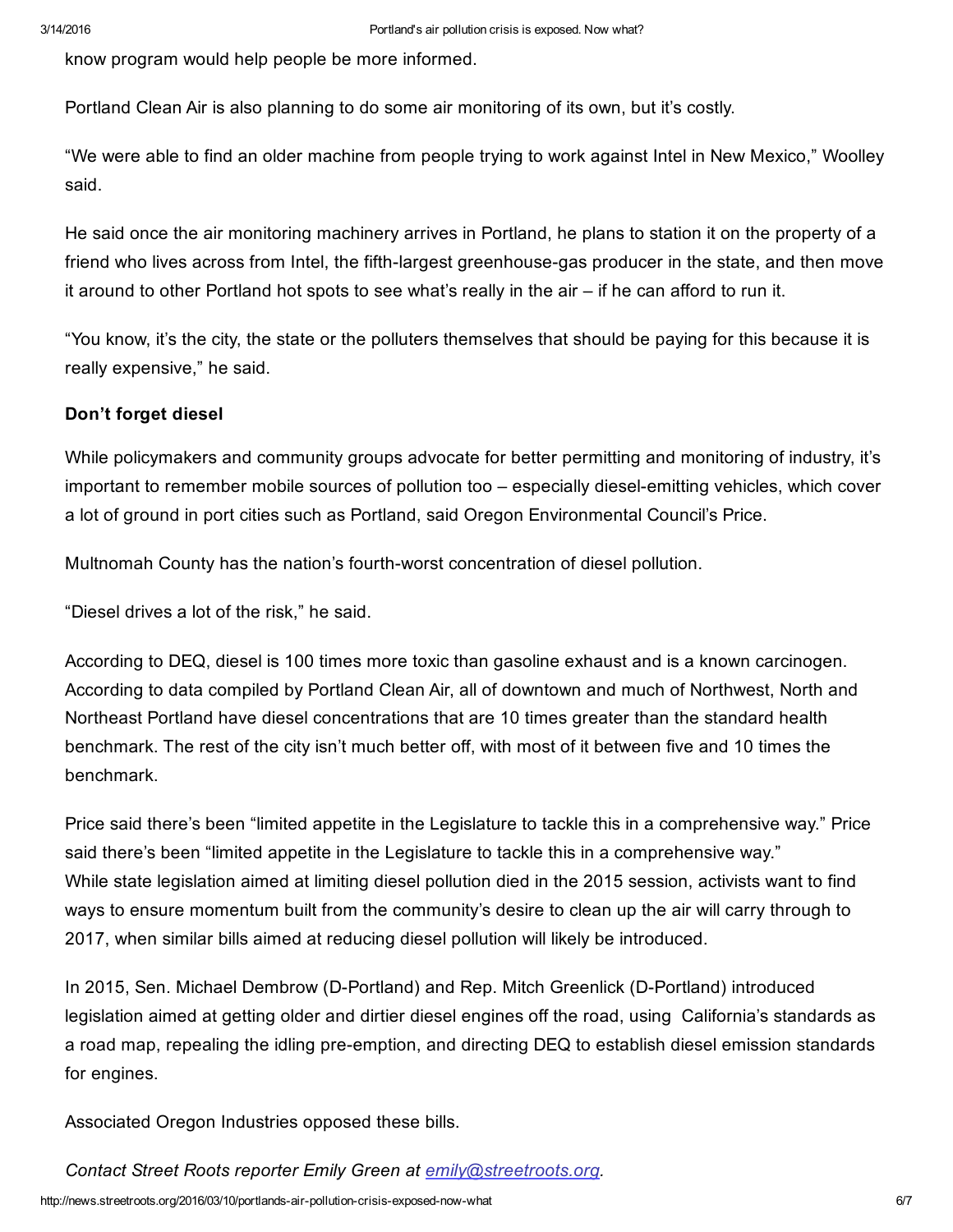know program would help people be more informed.

Portland Clean Air is also planning to do some air monitoring of its own, but it's costly.

"We were able to find an older machine from people trying to work against Intel in New Mexico," Woolley said.

He said once the air monitoring machinery arrives in Portland, he plans to station it on the property of a friend who lives across from Intel, the fifth-largest greenhouse-gas producer in the state, and then move it around to other Portland hot spots to see what's really in the air – if he can afford to run it.

"You know, it's the city, the state or the polluters themselves that should be paying for this because it is really expensive," he said.

**Don't forget diesel**

While policymakers and community groups advocate for better permitting and monitoring of industry, it's important to remember mobile sources of pollution too – especially diesel-emitting vehicles, which cover a lot of ground in port cities such as Portland, said Oregon Environmental Council's Price.

Multnomah County has the nation's fourth-worst concentration of diesel pollution.

"Diesel drives a lot of the risk," he said.

According to DEQ, diesel is 100 times more toxic than gasoline exhaust and is a known carcinogen. According to data compiled by Portland Clean Air, all of downtown and much of Northwest, North and Northeast Portland have diesel concentrations that are 10 times greater than the standard health benchmark. The rest of the city isn't much better off, with most of it between five and 10 times the benchmark.

Price said there's been "limited appetite in the Legislature to tackle this in a comprehensive way." Price said there's been "limited appetite in the Legislature to tackle this in a comprehensive way."
While state legislation aimed at limiting diesel pollution died in the 2015 session, activists want to find ways to ensure momentum built from the community's desire to clean up the air will carry through to 2017, when similar bills aimed at reducing diesel pollution will likely be introduced.

In 2015, Sen. Michael Dembrow (D-Portland) and Rep. Mitch Greenlick (D-Portland) introduced legislation aimed at getting older and dirtier diesel engines off the road, using California's standards as a road map, repealing the idling pre-emption, and directing DEQ to establish diesel emission standards for engines.

Associated Oregon Industries opposed these bills.

*Contact Street Roots reporter Emily Green at emily@streetroots.org.*